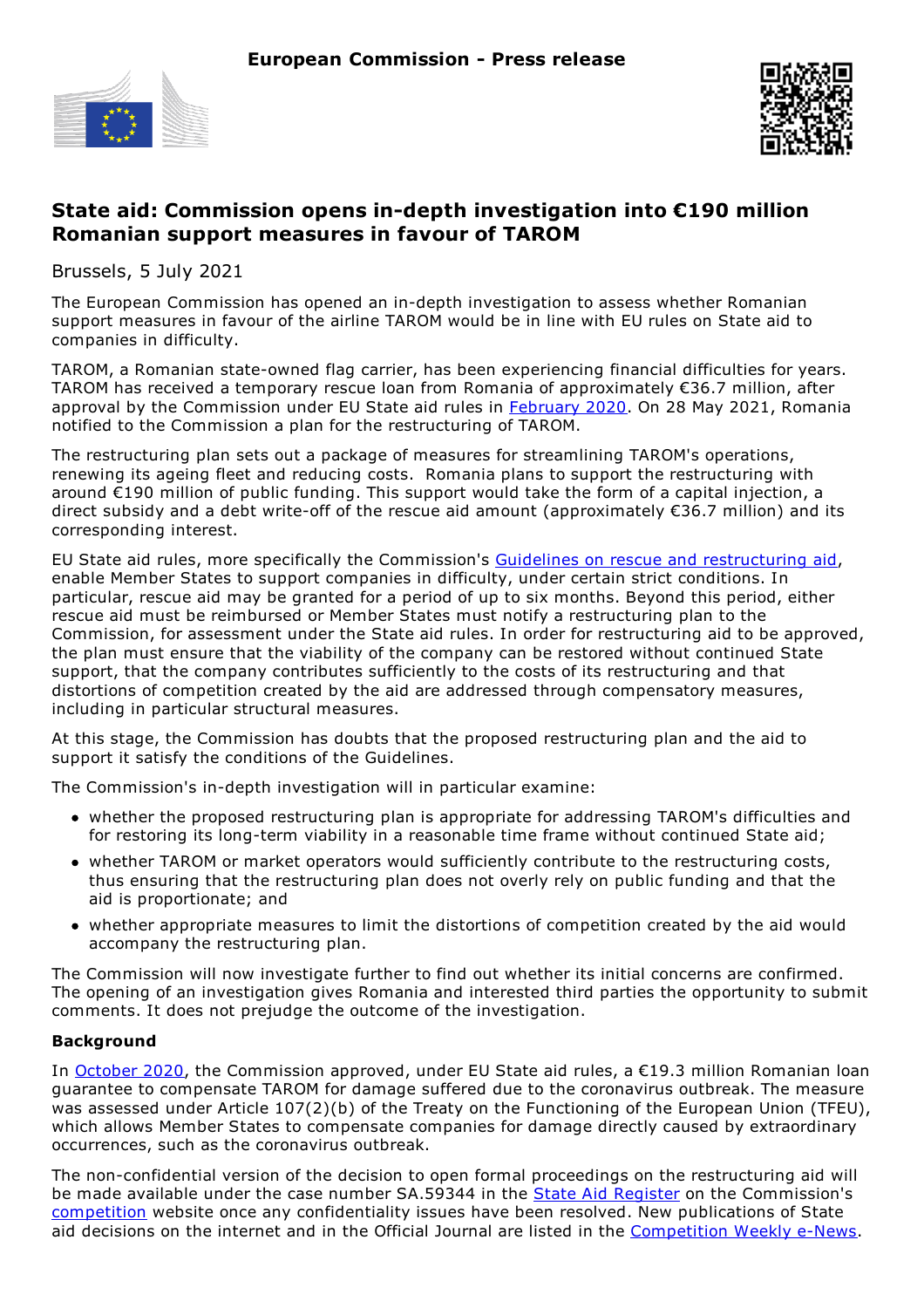European Commission - Press release

# State aid: Commission opens in-depth investigation into €190 million Romanian support measures in favour of TAROM

Brussels, 5 July 2021

The European Commission has opened an in-depth investigation to assess whether Romanian support measures in favour of the airline TAROM would be in line with EU rules on State aid to companies in difficulty.

TAROM, a Romanian state-owned flag carrier, has been experiencing financial difficulties for years. TAROM has received a temporary rescue loan from Romania of approximately €36.7 million, after approval by the Commission under EU State aid rules in February 2020. On 28 May 2021, Romania notified to the Commission a plan for the restructuring of TAROM.

The restructuring plan sets out a package of measures for streamlining TAROM's operations, renewing its ageing fleet and reducing costs. Romania plans to support the restructuring with around €190 million of public funding. This support would take the form of a capital injection, a direct subsidy and a debt write-off of the rescue aid amount (approximately €36.7 million) and its corresponding interest.

EU State aid rules, more specifically the Commission's Guidelines on rescue and restructuring aid, enable Member States to support companies in difficulty, under certain strict conditions. In particular, rescue aid may be granted for a period of up to six months. Beyond this period, either rescue aid must be reimbursed or Member States must notify a restructuring plan to the Commission, for assessment under the State aid rules. In order for restructuring aid to be approved, the plan must ensure that the viability of the company can be restored without continued State support, that the company contributes sufficiently to the costs of its restructuring and that distortions of competition created by the aid are addressed through compensatory measures, including in particular structural measures.

At this stage, the Commission has doubts that the proposed restructuring plan and the aid to support it satisfy the conditions of the Guidelines.

The Commission's in-depth investigation will in particular examine:

- whether the proposed restructuring plan is appropriate for addressing TAROM's difficulties and for restoring its long-term viability in a reasonable time frame without continued State aid;
- whether TAROM or market operators would sufficiently contribute to the restructuring costs, thus ensuring that the restructuring plan does not overly rely on public funding and that the aid is proportionate; and
- whether appropriate measures to limit the distortions of competition created by the aid would accompany the restructuring plan.

The Commission will now investigate further to find out whether its initial concerns are confirmed. The opening of an investigation gives Romania and interested third parties the opportunity to submit comments. It does not prejudge the outcome of the investigation.

**Background**

In October 2020, the Commission approved, under EU State aid rules, a €19.3 million Romanian loan guarantee to compensate TAROM for damage suffered due to the coronavirus outbreak. The measure was assessed under Article 107(2)(b) of the Treaty on the Functioning of the European Union (TFEU), which allows Member States to compensate companies for damage directly caused by extraordinary occurrences, such as the coronavirus outbreak.

The non-confidential version of the decision to open formal proceedings on the restructuring aid will be made available under the case number SA.59344 in the State Aid Register on the Commission's competition website once any confidentiality issues have been resolved. New publications of State aid decisions on the internet and in the Official Journal are listed in the Competition Weekly e-News.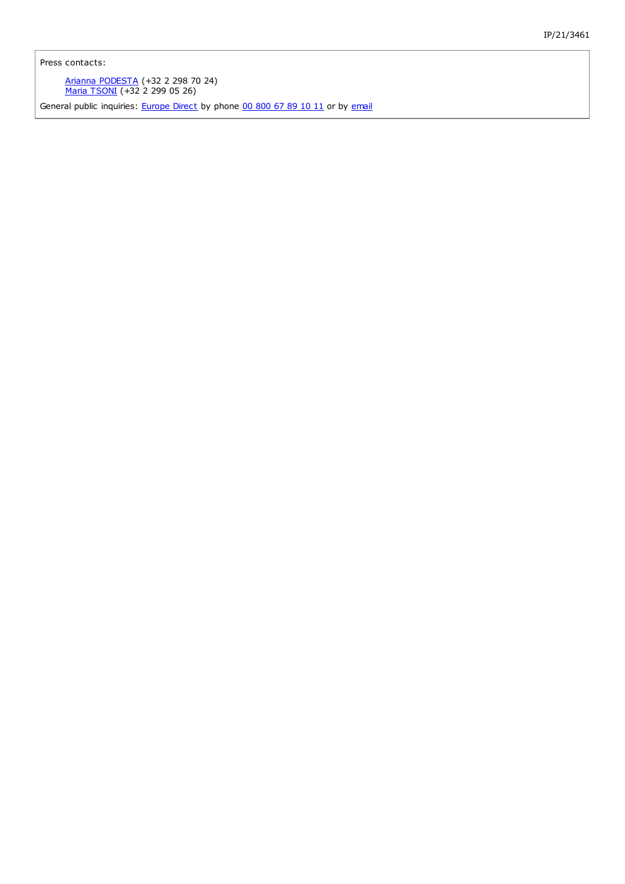Press contacts:

[Arianna PODESTA] (+32 2 298 70 24)
[Maria TSONI] (+32 2 299 05 26)

General public inquiries: [Europe Direct] by phone [00 800 67 89 10 11] or by [email]